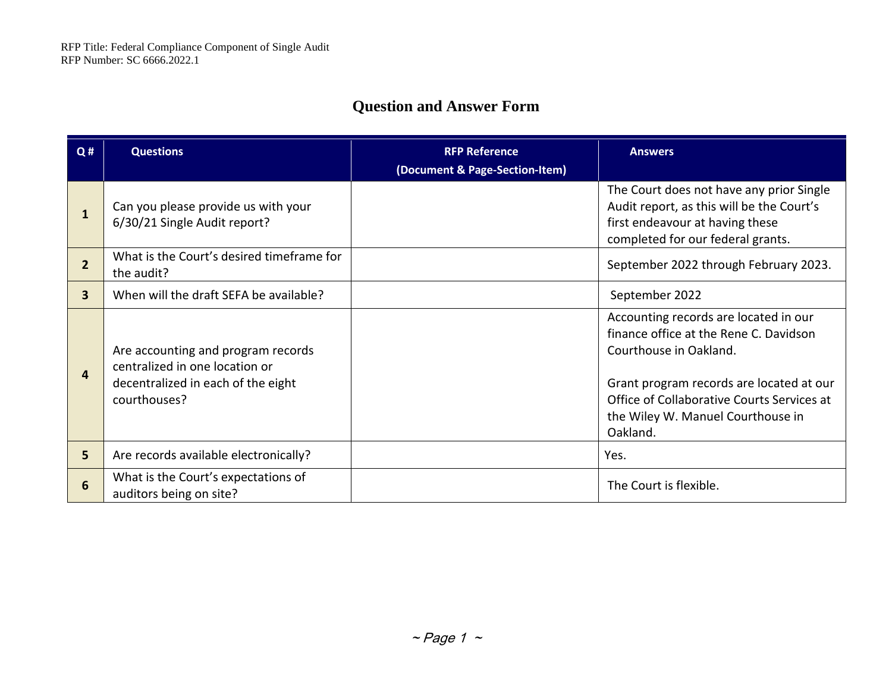RFP Title: Federal Compliance Component of Single Audit
RFP Number: SC 6666.2022.1

# Question and Answer Form

| Q # | Questions | RFP Reference (Document & Page-Section-Item) | Answers |
|---|---|---|---|
| **1** | Can you please provide us with your 6/30/21 Single Audit report? | | The Court does not have any prior Single Audit report, as this will be the Court's first endeavour at having these completed for our federal grants. |
| **2** | What is the Court's desired timeframe for the audit? | | September 2022 through February 2023. |
| **3** | When will the draft SEFA be available? | | September 2022 |
| **4** | Are accounting and program records centralized in one location or decentralized in each of the eight courthouses? | | Accounting records are located in our finance office at the Rene C. Davidson Courthouse in Oakland.<br><br>Grant program records are located at our Office of Collaborative Courts Services at the Wiley W. Manuel Courthouse in Oakland. |
| **5** | Are records available electronically? | | Yes. |
| **6** | What is the Court's expectations of auditors being on site? | | The Court is flexible. |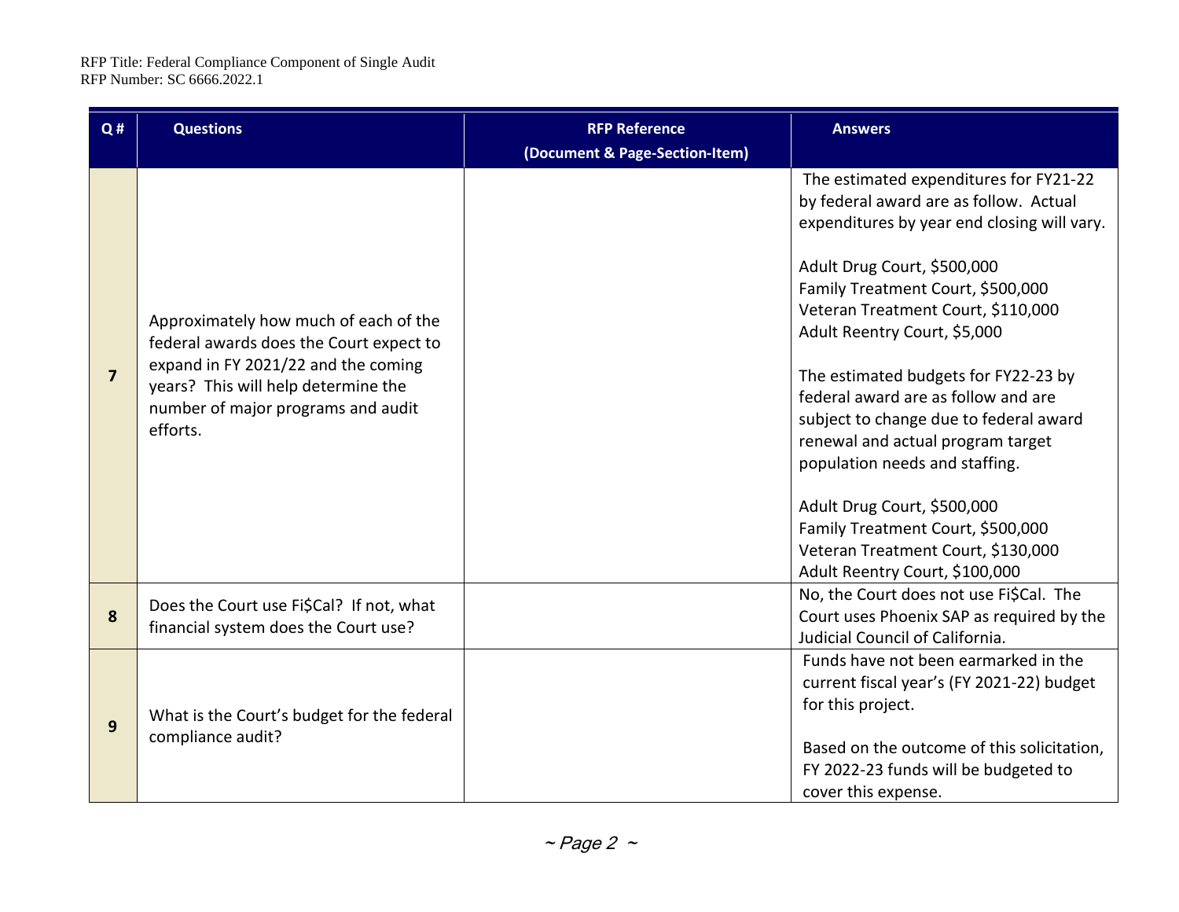| Q # | Questions | RFP Reference (Document & Page-Section-Item) | Answers |
|---|---|---|---|
| **7** | Approximately how much of each of the federal awards does the Court expect to expand in FY 2021/22 and the coming years? This will help determine the number of major programs and audit efforts. | | The estimated expenditures for FY21-22 by federal award are as follow. Actual expenditures by year end closing will vary.<br><br>Adult Drug Court, $500,000<br>Family Treatment Court, $500,000<br>Veteran Treatment Court, $110,000<br>Adult Reentry Court, $5,000<br><br>The estimated budgets for FY22-23 by federal award are as follow and are subject to change due to federal award renewal and actual program target population needs and staffing.<br><br>Adult Drug Court, $500,000<br>Family Treatment Court, $500,000<br>Veteran Treatment Court, $130,000<br>Adult Reentry Court, $100,000 |
| **8** | Does the Court use Fi$Cal? If not, what financial system does the Court use? | | No, the Court does not use Fi$Cal. The Court uses Phoenix SAP as required by the Judicial Council of California. |
| **9** | What is the Court's budget for the federal compliance audit? | | Funds have not been earmarked in the current fiscal year's (FY 2021-22) budget for this project.<br><br>Based on the outcome of this solicitation, FY 2022-23 funds will be budgeted to cover this expense. |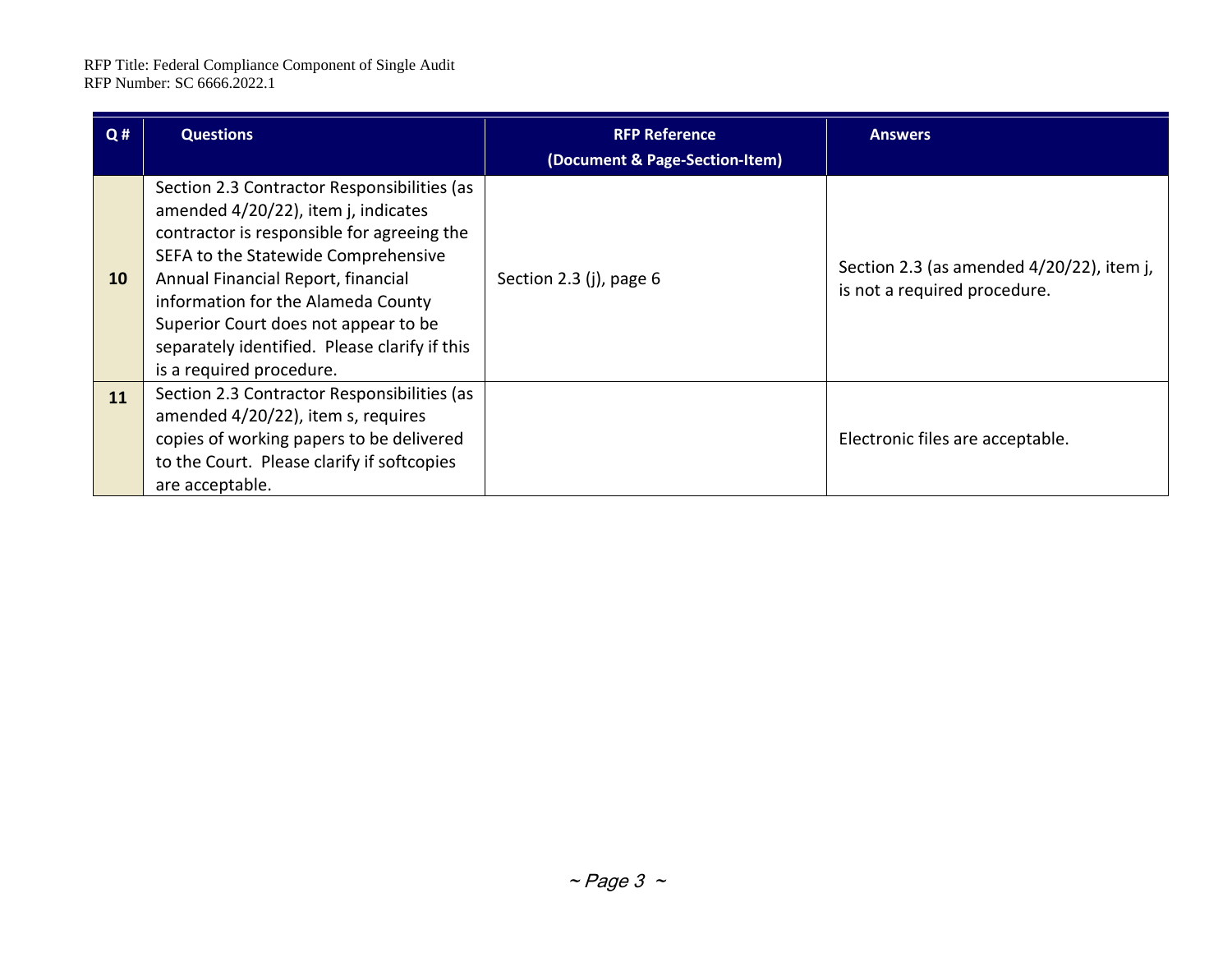| Q # | Questions | RFP Reference (Document & Page-Section-Item) | Answers |
|---|---|---|---|
| **10** | Section 2.3 Contractor Responsibilities (as amended 4/20/22), item j, indicates contractor is responsible for agreeing the SEFA to the Statewide Comprehensive Annual Financial Report, financial information for the Alameda County Superior Court does not appear to be separately identified. Please clarify if this is a required procedure. | Section 2.3 (j), page 6 | Section 2.3 (as amended 4/20/22), item j, is not a required procedure. |
| **11** | Section 2.3 Contractor Responsibilities (as amended 4/20/22), item s, requires copies of working papers to be delivered to the Court. Please clarify if softcopies are acceptable. | | Electronic files are acceptable. |